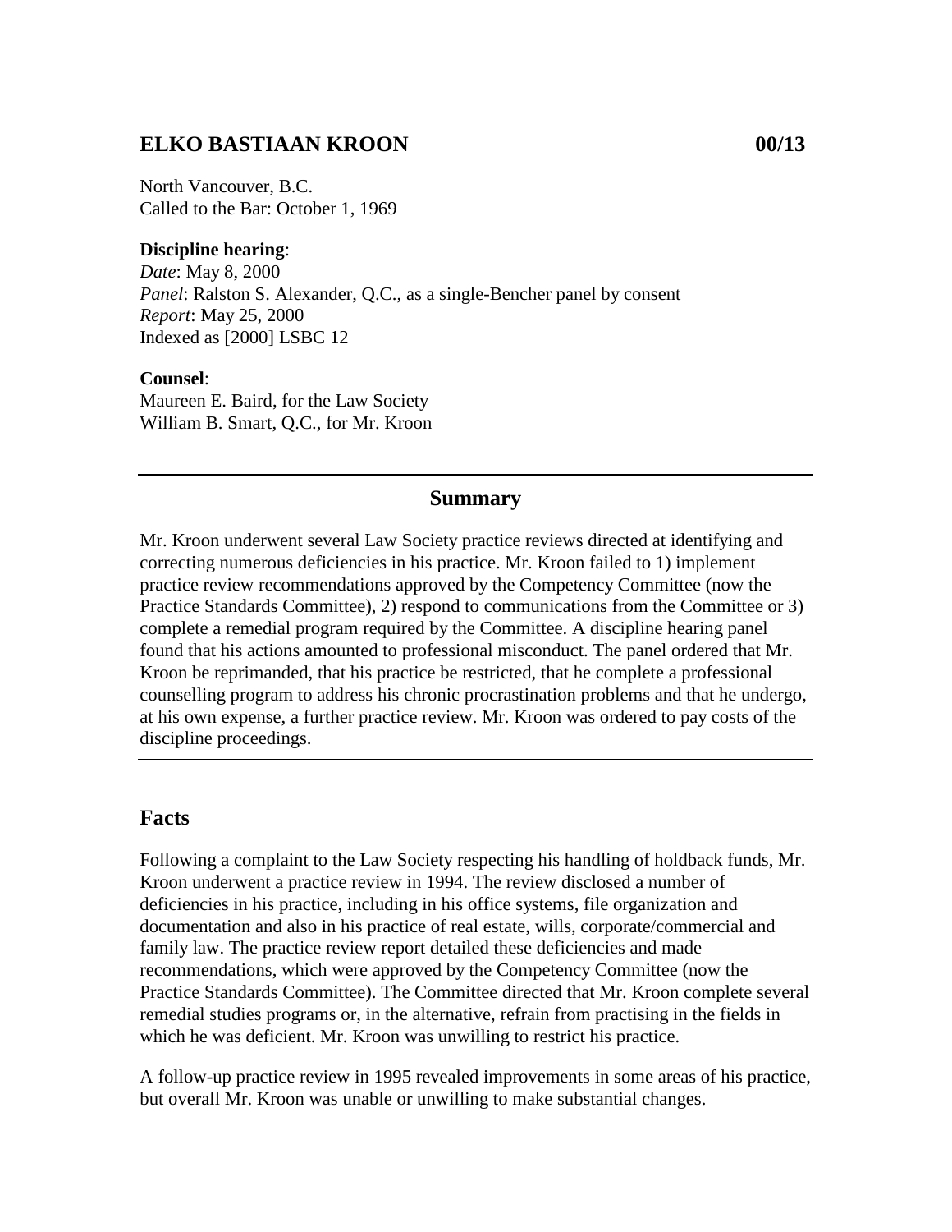# ELKO BASTIAAN KROON 00/13

North Vancouver, B.C.
Called to the Bar: October 1, 1969

**Discipline hearing**:
*Date*: May 8, 2000
*Panel*: Ralston S. Alexander, Q.C., as a single-Bencher panel by consent
*Report*: May 25, 2000
Indexed as [2000] LSBC 12

**Counsel**:
Maureen E. Baird, for the Law Society
William B. Smart, Q.C., for Mr. Kroon

---

## Summary

Mr. Kroon underwent several Law Society practice reviews directed at identifying and correcting numerous deficiencies in his practice. Mr. Kroon failed to 1) implement practice review recommendations approved by the Competency Committee (now the Practice Standards Committee), 2) respond to communications from the Committee or 3) complete a remedial program required by the Committee. A discipline hearing panel found that his actions amounted to professional misconduct. The panel ordered that Mr. Kroon be reprimanded, that his practice be restricted, that he complete a professional counselling program to address his chronic procrastination problems and that he undergo, at his own expense, a further practice review. Mr. Kroon was ordered to pay costs of the discipline proceedings.

---

## Facts

Following a complaint to the Law Society respecting his handling of holdback funds, Mr. Kroon underwent a practice review in 1994. The review disclosed a number of deficiencies in his practice, including in his office systems, file organization and documentation and also in his practice of real estate, wills, corporate/commercial and family law. The practice review report detailed these deficiencies and made recommendations, which were approved by the Competency Committee (now the Practice Standards Committee). The Committee directed that Mr. Kroon complete several remedial studies programs or, in the alternative, refrain from practising in the fields in which he was deficient. Mr. Kroon was unwilling to restrict his practice.

A follow-up practice review in 1995 revealed improvements in some areas of his practice, but overall Mr. Kroon was unable or unwilling to make substantial changes.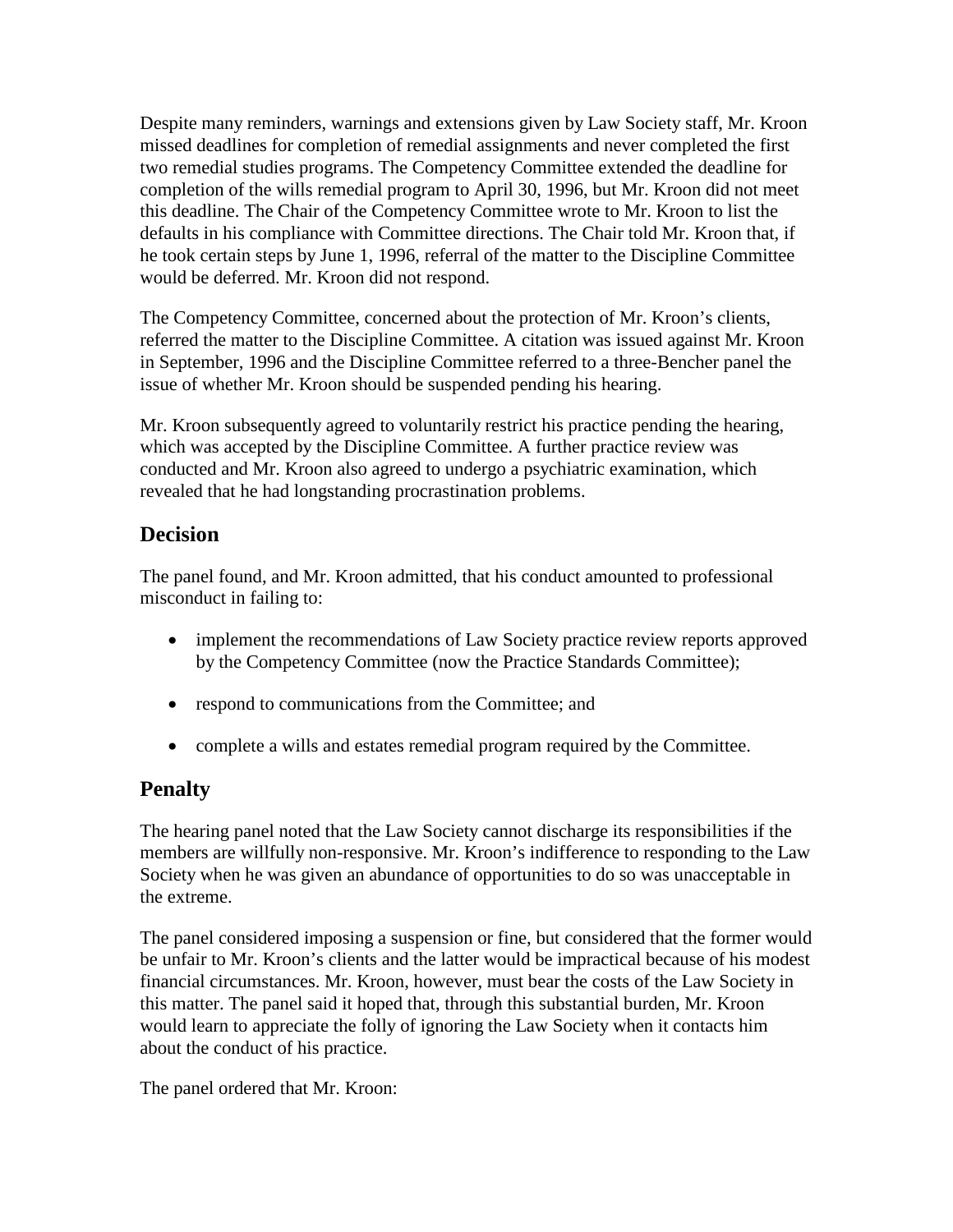Despite many reminders, warnings and extensions given by Law Society staff, Mr. Kroon missed deadlines for completion of remedial assignments and never completed the first two remedial studies programs. The Competency Committee extended the deadline for completion of the wills remedial program to April 30, 1996, but Mr. Kroon did not meet this deadline. The Chair of the Competency Committee wrote to Mr. Kroon to list the defaults in his compliance with Committee directions. The Chair told Mr. Kroon that, if he took certain steps by June 1, 1996, referral of the matter to the Discipline Committee would be deferred. Mr. Kroon did not respond.

The Competency Committee, concerned about the protection of Mr. Kroon's clients, referred the matter to the Discipline Committee. A citation was issued against Mr. Kroon in September, 1996 and the Discipline Committee referred to a three-Bencher panel the issue of whether Mr. Kroon should be suspended pending his hearing.

Mr. Kroon subsequently agreed to voluntarily restrict his practice pending the hearing, which was accepted by the Discipline Committee. A further practice review was conducted and Mr. Kroon also agreed to undergo a psychiatric examination, which revealed that he had longstanding procrastination problems.

## Decision

The panel found, and Mr. Kroon admitted, that his conduct amounted to professional misconduct in failing to:

- implement the recommendations of Law Society practice review reports approved by the Competency Committee (now the Practice Standards Committee);
- respond to communications from the Committee; and
- complete a wills and estates remedial program required by the Committee.

## Penalty

The hearing panel noted that the Law Society cannot discharge its responsibilities if the members are willfully non-responsive. Mr. Kroon's indifference to responding to the Law Society when he was given an abundance of opportunities to do so was unacceptable in the extreme.

The panel considered imposing a suspension or fine, but considered that the former would be unfair to Mr. Kroon's clients and the latter would be impractical because of his modest financial circumstances. Mr. Kroon, however, must bear the costs of the Law Society in this matter. The panel said it hoped that, through this substantial burden, Mr. Kroon would learn to appreciate the folly of ignoring the Law Society when it contacts him about the conduct of his practice.

The panel ordered that Mr. Kroon: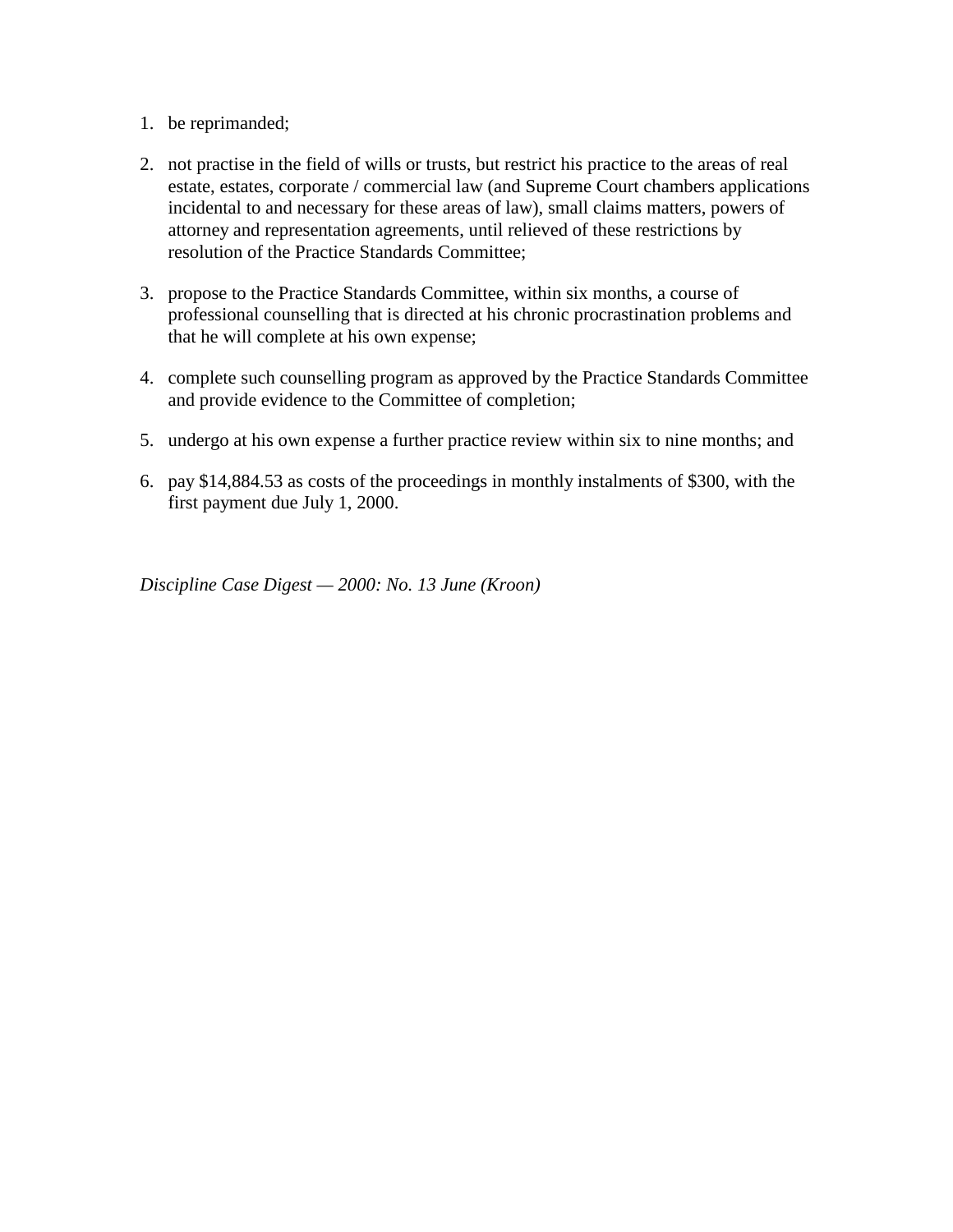1. be reprimanded;

2. not practise in the field of wills or trusts, but restrict his practice to the areas of real estate, estates, corporate / commercial law (and Supreme Court chambers applications incidental to and necessary for these areas of law), small claims matters, powers of attorney and representation agreements, until relieved of these restrictions by resolution of the Practice Standards Committee;

3. propose to the Practice Standards Committee, within six months, a course of professional counselling that is directed at his chronic procrastination problems and that he will complete at his own expense;

4. complete such counselling program as approved by the Practice Standards Committee and provide evidence to the Committee of completion;

5. undergo at his own expense a further practice review within six to nine months; and

6. pay $14,884.53 as costs of the proceedings in monthly instalments of $300, with the first payment due July 1, 2000.

*Discipline Case Digest — 2000: No. 13 June (Kroon)*